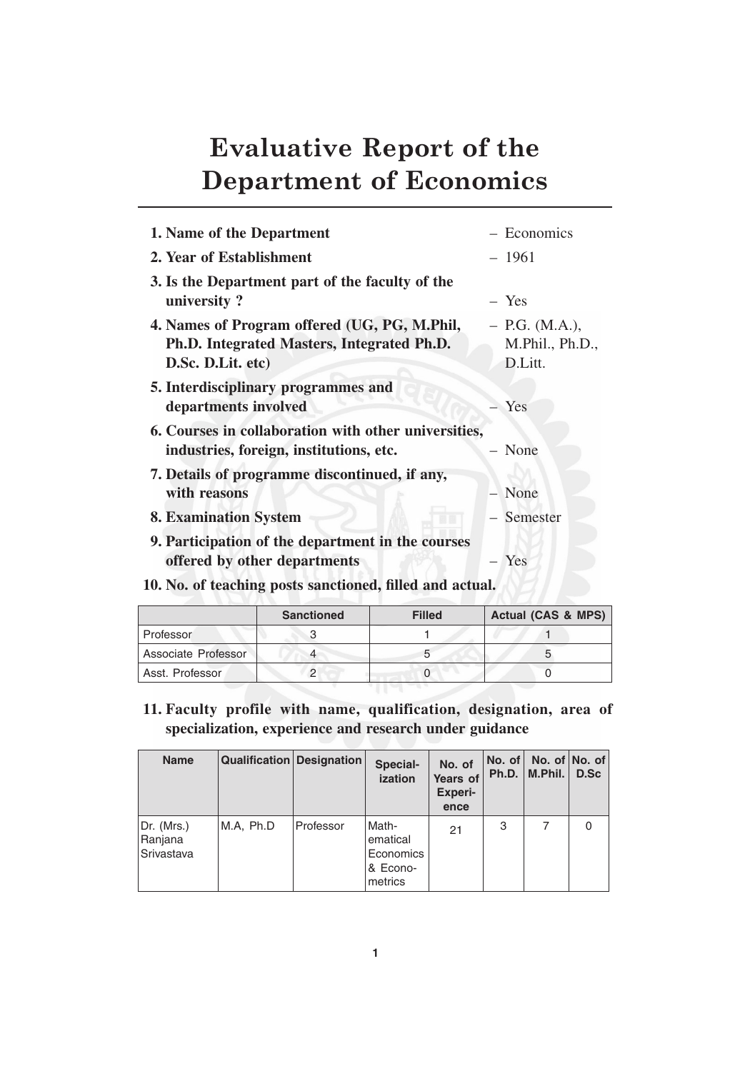# Evaluative Report of the Department of Economics

**1. Name of the Department** – Economics

**2. Year of Establishment** – 1961

**3. Is the Department part of the faculty of the university ?** – Yes

**4. Names of Program offered (UG, PG, M.Phil, Ph.D. Integrated Masters, Integrated Ph.D. D.Sc. D.Lit. etc)** – P.G. (M.A.), M.Phil., Ph.D., D.Litt.

**5. Interdisciplinary programmes and departments involved** – Yes

**6. Courses in collaboration with other universities, industries, foreign, institutions, etc.** – None

**7. Details of programme discontinued, if any, with reasons** – None

**8. Examination System** – Semester

**9. Participation of the department in the courses offered by other departments** – Yes

**10. No. of teaching posts sanctioned, filled and actual.**

| | Sanctioned | Filled | Actual (CAS & MPS) |
|---|---|---|---|
| Professor | 3 | 1 | 1 |
| Associate Professor | 4 | 5 | 5 |
| Asst. Professor | 2 | 0 | 0 |

**11. Faculty profile with name, qualification, designation, area of specialization, experience and research under guidance**

| Name | Qualification | Designation | Specialization | No. of Years of Experience | No. of Ph.D. | No. of M.Phil. | No. of D.Sc |
|---|---|---|---|---|---|---|---|
| Dr. (Mrs.) Ranjana Srivastava | M.A, Ph.D | Professor | Mathematical Economics & Econometrics | 21 | 3 | 7 | 0 |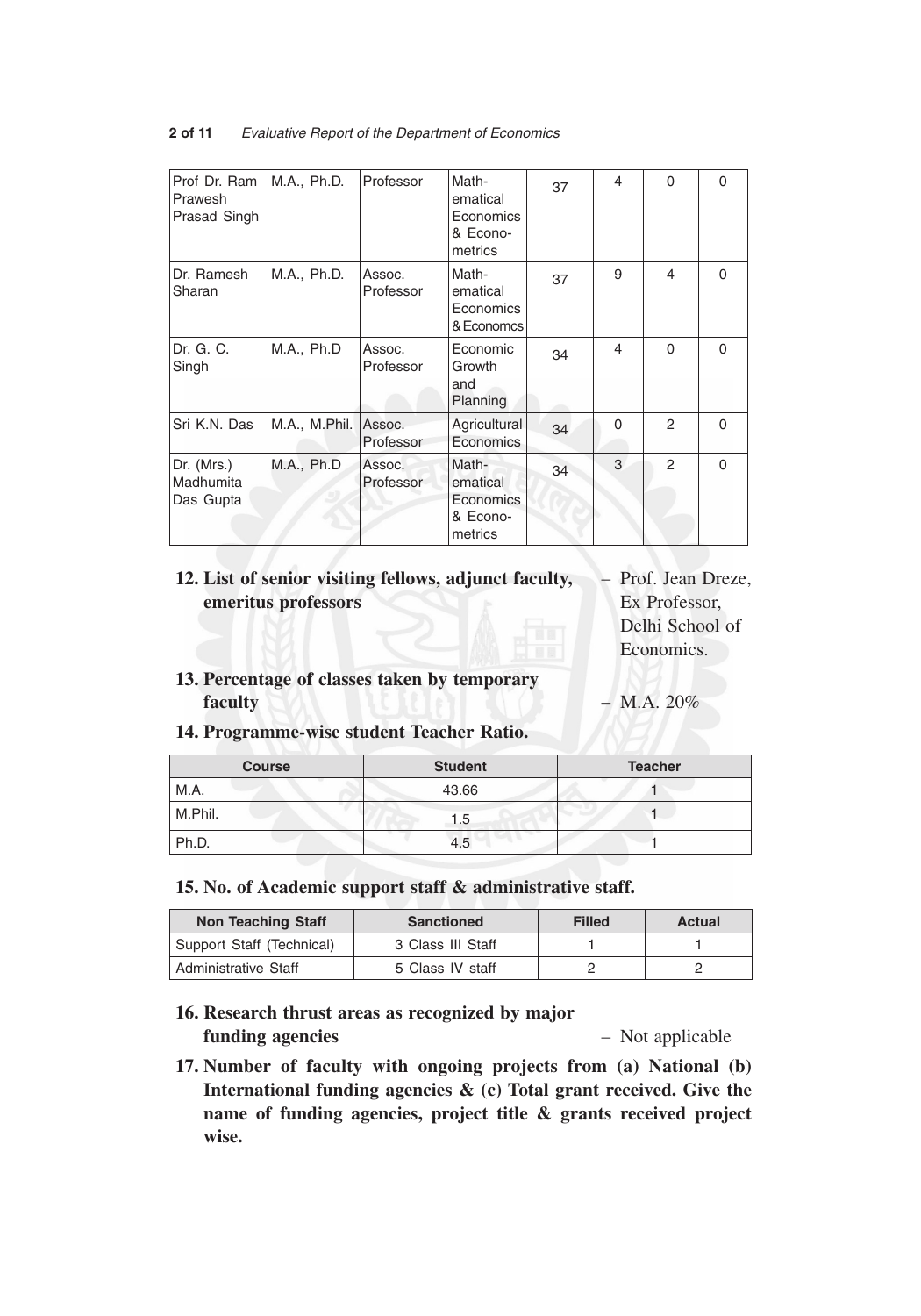| Prof Dr. Ram Prawesh Prasad Singh | M.A., Ph.D. | Professor | Math-ematical Economics & Econo-metrics | 37 | 4 | 0 | 0 |
|---|---|---|---|---|---|---|---|
| Dr. Ramesh Sharan | M.A., Ph.D. | Assoc. Professor | Math-ematical Economics & Economcs | 37 | 9 | 4 | 0 |
| Dr. G. C. Singh | M.A., Ph.D | Assoc. Professor | Economic Growth and Planning | 34 | 4 | 0 | 0 |
| Sri K.N. Das | M.A., M.Phil. | Assoc. Professor | Agricultural Economics | 34 | 0 | 2 | 0 |
| Dr. (Mrs.) Madhumita Das Gupta | M.A., Ph.D | Assoc. Professor | Math-ematical Economics & Econo-metrics | 34 | 3 | 2 | 0 |

**12. List of senior visiting fellows, adjunct faculty, emeritus professors** – Prof. Jean Dreze, Ex Professor, Delhi School of Economics.

**13. Percentage of classes taken by temporary faculty** – M.A. 20%

**14. Programme-wise student Teacher Ratio.**

| Course | Student | Teacher |
|---|---|---|
| M.A. | 43.66 | 1 |
| M.Phil. | 1.5 | 1 |
| Ph.D. | 4.5 | 1 |

**15. No. of Academic support staff & administrative staff.**

| Non Teaching Staff | Sanctioned | Filled | Actual |
|---|---|---|---|
| Support Staff (Technical) | 3 Class III Staff | 1 | 1 |
| Administrative Staff | 5 Class IV staff | 2 | 2 |

**16. Research thrust areas as recognized by major funding agencies** – Not applicable

**17. Number of faculty with ongoing projects from (a) National (b) International funding agencies & (c) Total grant received. Give the name of funding agencies, project title & grants received project wise.**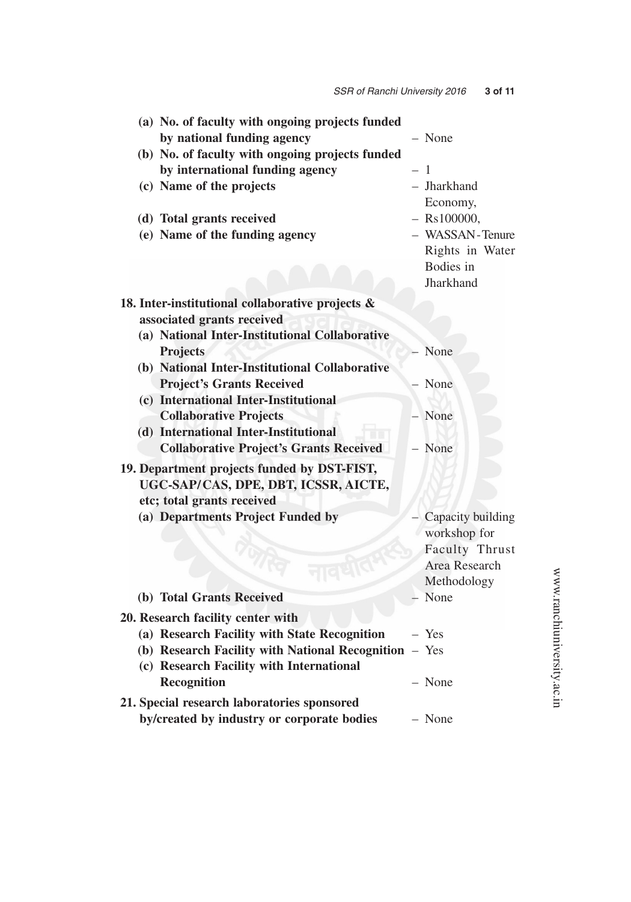**(a) No. of faculty with ongoing projects funded by national funding agency** – None

**(b) No. of faculty with ongoing projects funded by international funding agency** – 1

**(c) Name of the projects** – Jharkhand Economy,

**(d) Total grants received** – Rs100000,

**(e) Name of the funding agency** – WASSAN-Tenure Rights in Water Bodies in Jharkhand

**18. Inter-institutional collaborative projects & associated grants received**

**(a) National Inter-Institutional Collaborative Projects** – None

**(b) National Inter-Institutional Collaborative Project's Grants Received** – None

**(c) International Inter-Institutional Collaborative Projects** – None

**(d) International Inter-Institutional Collaborative Project's Grants Received** – None

**19. Department projects funded by DST-FIST, UGC-SAP/CAS, DPE, DBT, ICSSR, AICTE, etc; total grants received**

**(a) Departments Project Funded by** – Capacity building workshop for Faculty Thrust Area Research Methodology

**(b) Total Grants Received** – None

**20. Research facility center with**

**(a) Research Facility with State Recognition** – Yes

**(b) Research Facility with National Recognition** – Yes

**(c) Research Facility with International Recognition** – None

**21. Special research laboratories sponsored by/created by industry or corporate bodies** – None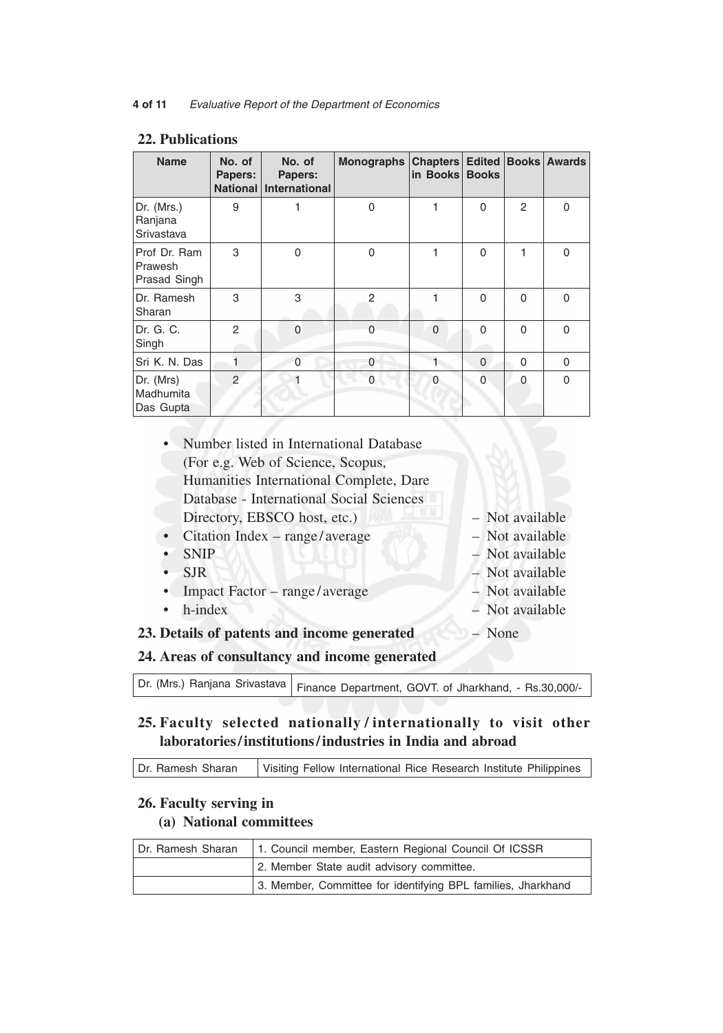## 22. Publications

| Name | No. of Papers: National | No. of Papers: International | Monographs | Chapters in Books | Edited Books | Books | Awards |
|---|---|---|---|---|---|---|---|
| Dr. (Mrs.) Ranjana Srivastava | 9 | 1 | 0 | 1 | 0 | 2 | 0 |
| Prof Dr. Ram Prawesh Prasad Singh | 3 | 0 | 0 | 1 | 0 | 1 | 0 |
| Dr. Ramesh Sharan | 3 | 3 | 2 | 1 | 0 | 0 | 0 |
| Dr. G. C. Singh | 2 | 0 | 0 | 0 | 0 | 0 | 0 |
| Sri K. N. Das | 1 | 0 | 0 | 1 | 0 | 0 | 0 |
| Dr. (Mrs) Madhumita Das Gupta | 2 | 1 | 0 | 0 | 0 | 0 | 0 |

- Number listed in International Database (For e.g. Web of Science, Scopus, Humanities International Complete, Dare Database - International Social Sciences Directory, EBSCO host, etc.) – Not available
- Citation Index – range/average – Not available
- SNIP – Not available
- SJR – Not available
- Impact Factor – range/average – Not available
- h-index – Not available

## 23. Details of patents and income generated – None

## 24. Areas of consultancy and income generated

| Dr. (Mrs.) Ranjana Srivastava | Finance Department, GOVT. of Jharkhand, - Rs.30,000/- |
|---|---|

## 25. Faculty selected nationally / internationally to visit other laboratories/institutions/industries in India and abroad

| Dr. Ramesh Sharan | Visiting Fellow International Rice Research Institute Philippines |
|---|---|

## 26. Faculty serving in

### (a) National committees

| Dr. Ramesh Sharan | 1. Council member, Eastern Regional Council Of ICSSR |
|---|---|
| | 2. Member State audit advisory committee. |
| | 3. Member, Committee for identifying BPL families, Jharkhand |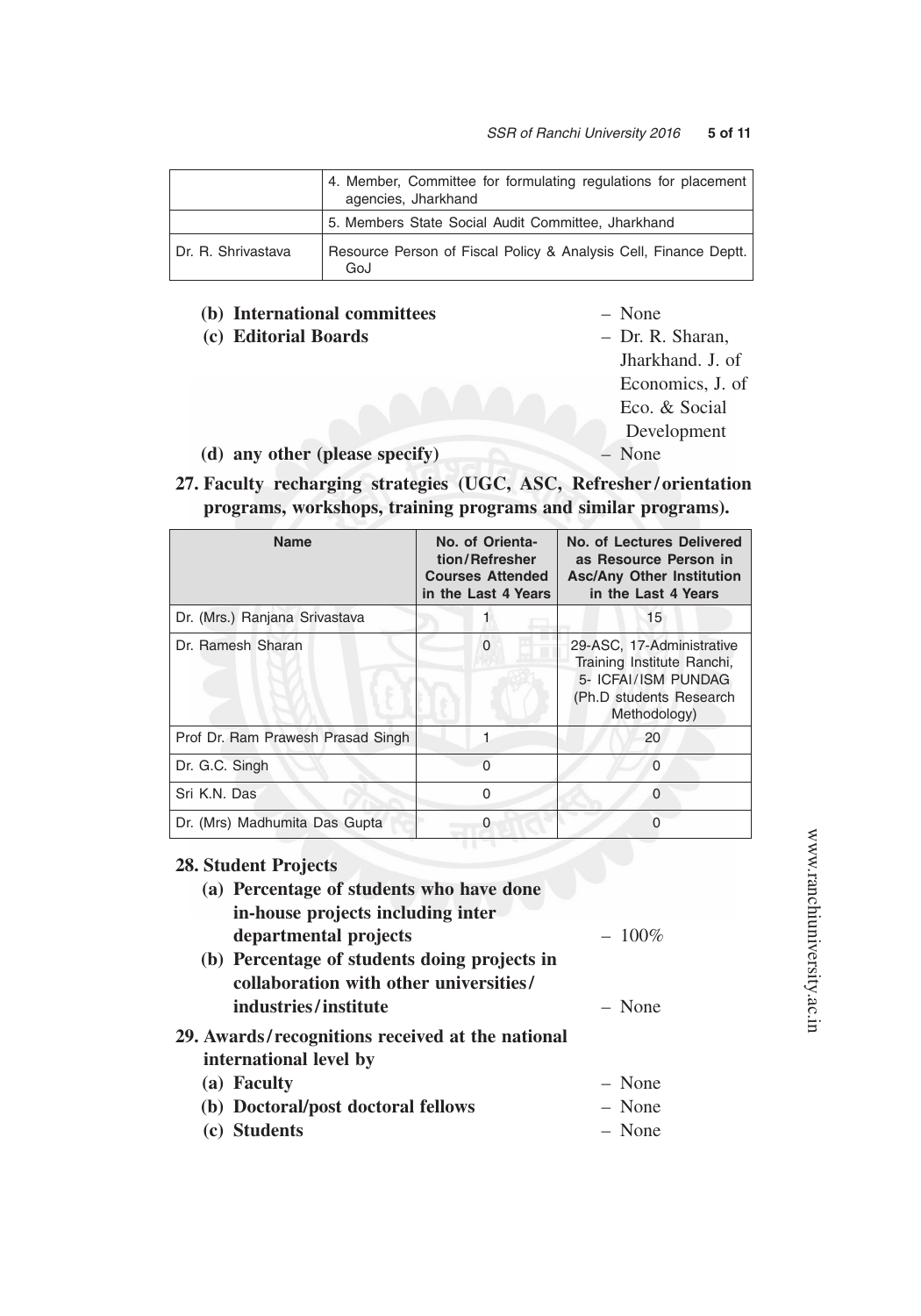| | |
|---|---|
| | 4. Member, Committee for formulating regulations for placement agencies, Jharkhand |
| | 5. Members State Social Audit Committee, Jharkhand |
| Dr. R. Shrivastava | Resource Person of Fiscal Policy & Analysis Cell, Finance Deptt. GoJ |

**(b) International committees** – None

**(c) Editorial Boards** – Dr. R. Sharan, Jharkhand. J. of Economics, J. of Eco. & Social Development

**(d) any other (please specify)** – None

**27. Faculty recharging strategies (UGC, ASC, Refresher/orientation programs, workshops, training programs and similar programs).**

| Name | No. of Orientation/Refresher Courses Attended in the Last 4 Years | No. of Lectures Delivered as Resource Person in Asc/Any Other Institution in the Last 4 Years |
|---|---|---|
| Dr. (Mrs.) Ranjana Srivastava | 1 | 15 |
| Dr. Ramesh Sharan | 0 | 29-ASC, 17-Administrative Training Institute Ranchi, 5- ICFAI/ISM PUNDAG (Ph.D students Research Methodology) |
| Prof Dr. Ram Prawesh Prasad Singh | 1 | 20 |
| Dr. G.C. Singh | 0 | 0 |
| Sri K.N. Das | 0 | 0 |
| Dr. (Mrs) Madhumita Das Gupta | 0 | 0 |

**28. Student Projects**

**(a) Percentage of students who have done in-house projects including inter departmental projects** – 100%

**(b) Percentage of students doing projects in collaboration with other universities/ industries/institute** – None

**29. Awards/recognitions received at the national international level by**

**(a) Faculty** – None

**(b) Doctoral/post doctoral fellows** – None

**(c) Students** – None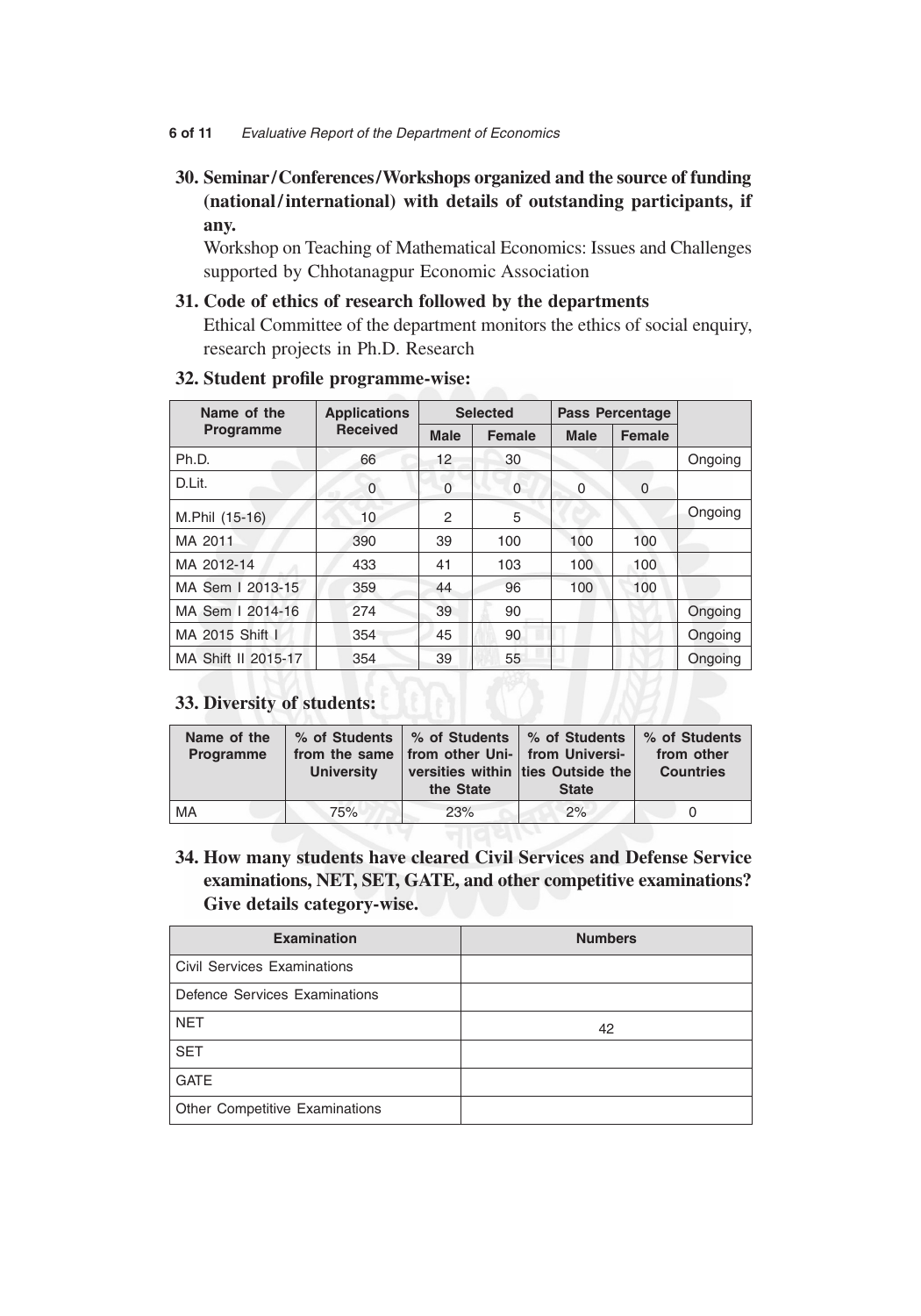**30. Seminar/Conferences/Workshops organized and the source of funding (national/international) with details of outstanding participants, if any.**

Workshop on Teaching of Mathematical Economics: Issues and Challenges supported by Chhotanagpur Economic Association

**31. Code of ethics of research followed by the departments**

Ethical Committee of the department monitors the ethics of social enquiry, research projects in Ph.D. Research

**32. Student profile programme-wise:**

| Name of the Programme | Applications Received | Selected | | Pass Percentage | | |
|---|---|---|---|---|---|---|
| | | Male | Female | Male | Female | |
| Ph.D. | 66 | 12 | 30 | | | Ongoing |
| D.Lit. | 0 | 0 | 0 | 0 | 0 | |
| M.Phil (15-16) | 10 | 2 | 5 | | | Ongoing |
| MA 2011 | 390 | 39 | 100 | 100 | 100 | |
| MA 2012-14 | 433 | 41 | 103 | 100 | 100 | |
| MA Sem I 2013-15 | 359 | 44 | 96 | 100 | 100 | |
| MA Sem I 2014-16 | 274 | 39 | 90 | | | Ongoing |
| MA 2015 Shift I | 354 | 45 | 90 | | | Ongoing |
| MA Shift II 2015-17 | 354 | 39 | 55 | | | Ongoing |

**33. Diversity of students:**

| Name of the Programme | % of Students from the same University | % of Students from other Universities within the State | % of Students from Universities Outside the State | % of Students from other Countries |
|---|---|---|---|---|
| MA | 75% | 23% | 2% | 0 |

**34. How many students have cleared Civil Services and Defense Service examinations, NET, SET, GATE, and other competitive examinations? Give details category-wise.**

| Examination | Numbers |
|---|---|
| Civil Services Examinations | |
| Defence Services Examinations | |
| NET | 42 |
| SET | |
| GATE | |
| Other Competitive Examinations | |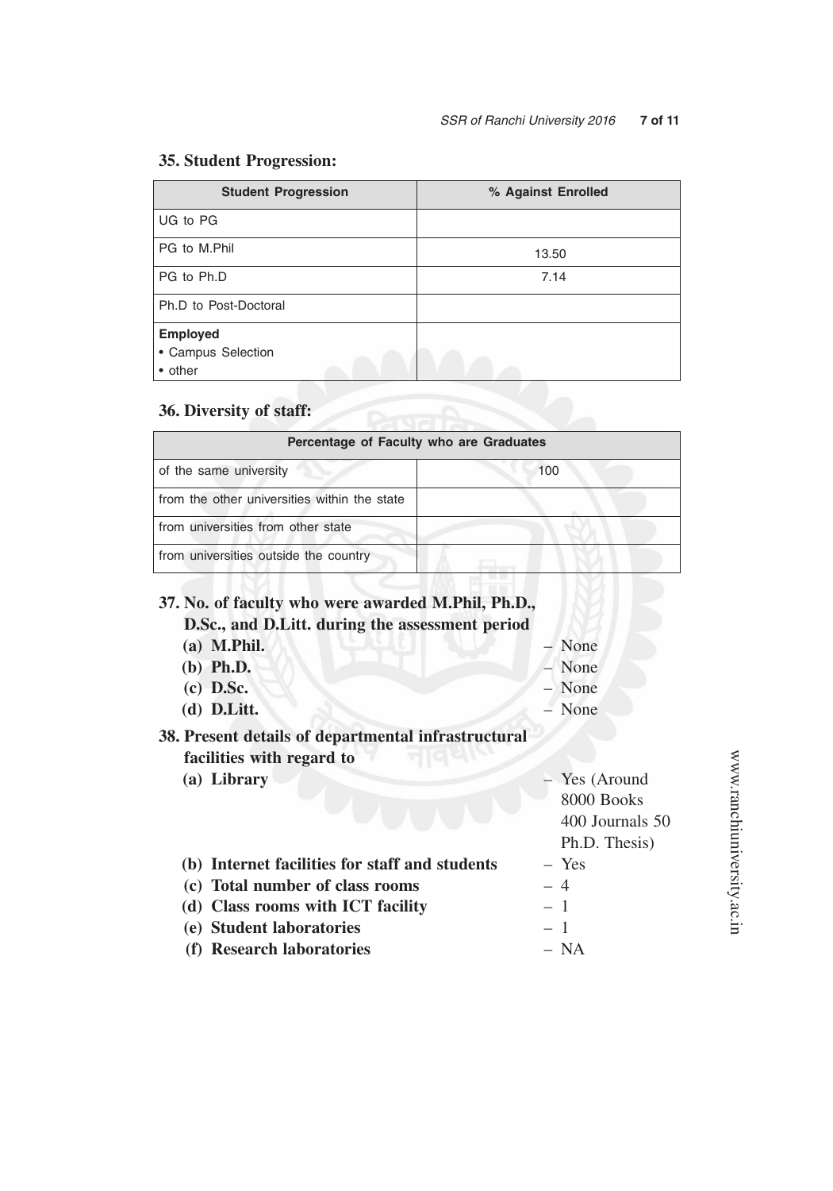## 35. Student Progression:

| Student Progression | % Against Enrolled |
|---|---|
| UG to PG | |
| PG to M.Phil | 13.50 |
| PG to Ph.D | 7.14 |
| Ph.D to Post-Doctoral | |
| **Employed**<br>• Campus Selection<br>• other | |

## 36. Diversity of staff:

| Percentage of Faculty who are Graduates | |
|---|---|
| of the same university | 100 |
| from the other universities within the state | |
| from universities from other state | |
| from universities outside the country | |

## 37. No. of faculty who were awarded M.Phil, Ph.D., D.Sc., and D.Litt. during the assessment period

- **(a) M.Phil.** – None
- **(b) Ph.D.** – None
- **(c) D.Sc.** – None
- **(d) D.Litt.** – None

## 38. Present details of departmental infrastructural facilities with regard to

- **(a) Library** – Yes (Around 8000 Books 400 Journals 50 Ph.D. Thesis)
- **(b) Internet facilities for staff and students** – Yes
- **(c) Total number of class rooms** – 4
- **(d) Class rooms with ICT facility** – 1
- **(e) Student laboratories** – 1
- **(f) Research laboratories** – NA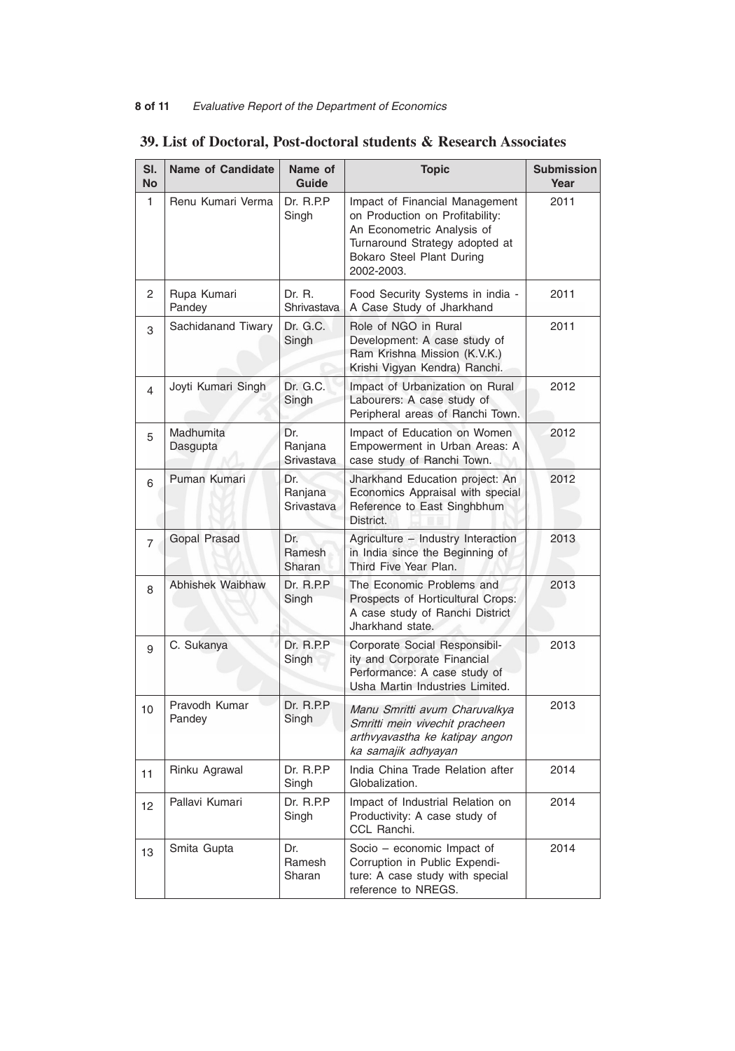## 39. List of Doctoral, Post-doctoral students & Research Associates

| Sl. No | Name of Candidate | Name of Guide | Topic | Submission Year |
|---|---|---|---|---|
| 1 | Renu Kumari Verma | Dr. R.P.P Singh | Impact of Financial Management on Production on Profitability: An Econometric Analysis of Turnaround Strategy adopted at Bokaro Steel Plant During 2002-2003. | 2011 |
| 2 | Rupa Kumari Pandey | Dr. R. Shrivastava | Food Security Systems in india - A Case Study of Jharkhand | 2011 |
| 3 | Sachidanand Tiwary | Dr. G.C. Singh | Role of NGO in Rural Development: A case study of Ram Krishna Mission (K.V.K.) Krishi Vigyan Kendra) Ranchi. | 2011 |
| 4 | Joyti Kumari Singh | Dr. G.C. Singh | Impact of Urbanization on Rural Labourers: A case study of Peripheral areas of Ranchi Town. | 2012 |
| 5 | Madhumita Dasgupta | Dr. Ranjana Srivastava | Impact of Education on Women Empowerment in Urban Areas: A case study of Ranchi Town. | 2012 |
| 6 | Puman Kumari | Dr. Ranjana Srivastava | Jharkhand Education project: An Economics Appraisal with special Reference to East Singhbhum District. | 2012 |
| 7 | Gopal Prasad | Dr. Ramesh Sharan | Agriculture – Industry Interaction in India since the Beginning of Third Five Year Plan. | 2013 |
| 8 | Abhishek Waibhaw | Dr. R.P.P Singh | The Economic Problems and Prospects of Horticultural Crops: A case study of Ranchi District Jharkhand state. | 2013 |
| 9 | C. Sukanya | Dr. R.P.P Singh | Corporate Social Responsibility and Corporate Financial Performance: A case study of Usha Martin Industries Limited. | 2013 |
| 10 | Pravodh Kumar Pandey | Dr. R.P.P Singh | *Manu Smritti avum Charuvalkya Smritti mein vivechit pracheen arthvyavastha ke katipay angon ka samajik adhyayan* | 2013 |
| 11 | Rinku Agrawal | Dr. R.P.P Singh | India China Trade Relation after Globalization. | 2014 |
| 12 | Pallavi Kumari | Dr. R.P.P Singh | Impact of Industrial Relation on Productivity: A case study of CCL Ranchi. | 2014 |
| 13 | Smita Gupta | Dr. Ramesh Sharan | Socio – economic Impact of Corruption in Public Expenditure: A case study with special reference to NREGS. | 2014 |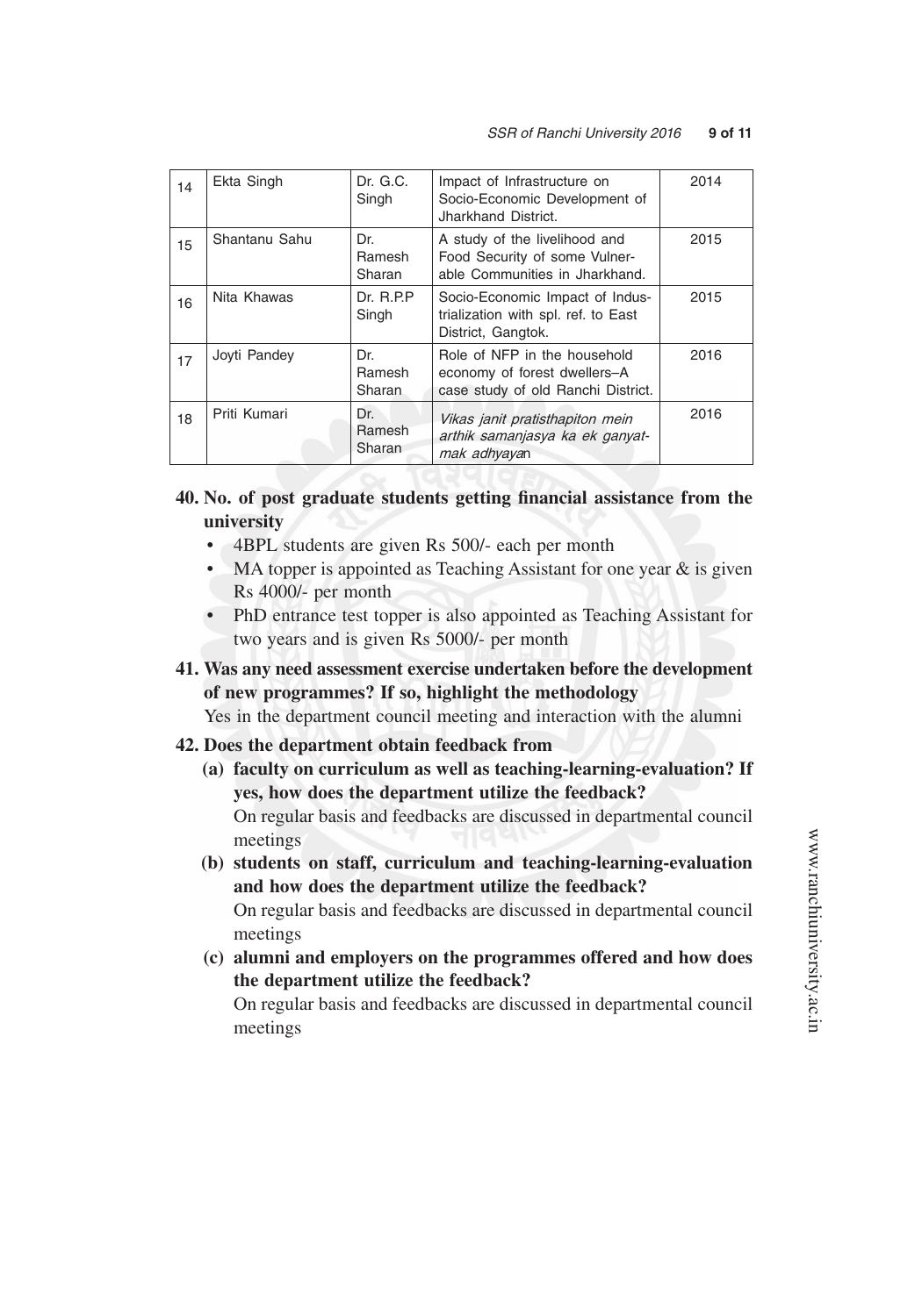| 14 | Ekta Singh | Dr. G.C. Singh | Impact of Infrastructure on Socio-Economic Development of Jharkhand District. | 2014 |
|---|---|---|---|---|
| 15 | Shantanu Sahu | Dr. Ramesh Sharan | A study of the livelihood and Food Security of some Vulnerable Communities in Jharkhand. | 2015 |
| 16 | Nita Khawas | Dr. R.P.P Singh | Socio-Economic Impact of Industrialization with spl. ref. to East District, Gangtok. | 2015 |
| 17 | Joyti Pandey | Dr. Ramesh Sharan | Role of NFP in the household economy of forest dwellers–A case study of old Ranchi District. | 2016 |
| 18 | Priti Kumari | Dr. Ramesh Sharan | *Vikas janit pratisthapiton mein arthik samanjasya ka ek ganyatmak adhyayan* | 2016 |

**40. No. of post graduate students getting financial assistance from the university**

- 4BPL students are given Rs 500/- each per month
- MA topper is appointed as Teaching Assistant for one year & is given Rs 4000/- per month
- PhD entrance test topper is also appointed as Teaching Assistant for two years and is given Rs 5000/- per month

**41. Was any need assessment exercise undertaken before the development of new programmes? If so, highlight the methodology**

Yes in the department council meeting and interaction with the alumni

**42. Does the department obtain feedback from**

**(a) faculty on curriculum as well as teaching-learning-evaluation? If yes, how does the department utilize the feedback?**

On regular basis and feedbacks are discussed in departmental council meetings

**(b) students on staff, curriculum and teaching-learning-evaluation and how does the department utilize the feedback?**

On regular basis and feedbacks are discussed in departmental council meetings

**(c) alumni and employers on the programmes offered and how does the department utilize the feedback?**

On regular basis and feedbacks are discussed in departmental council meetings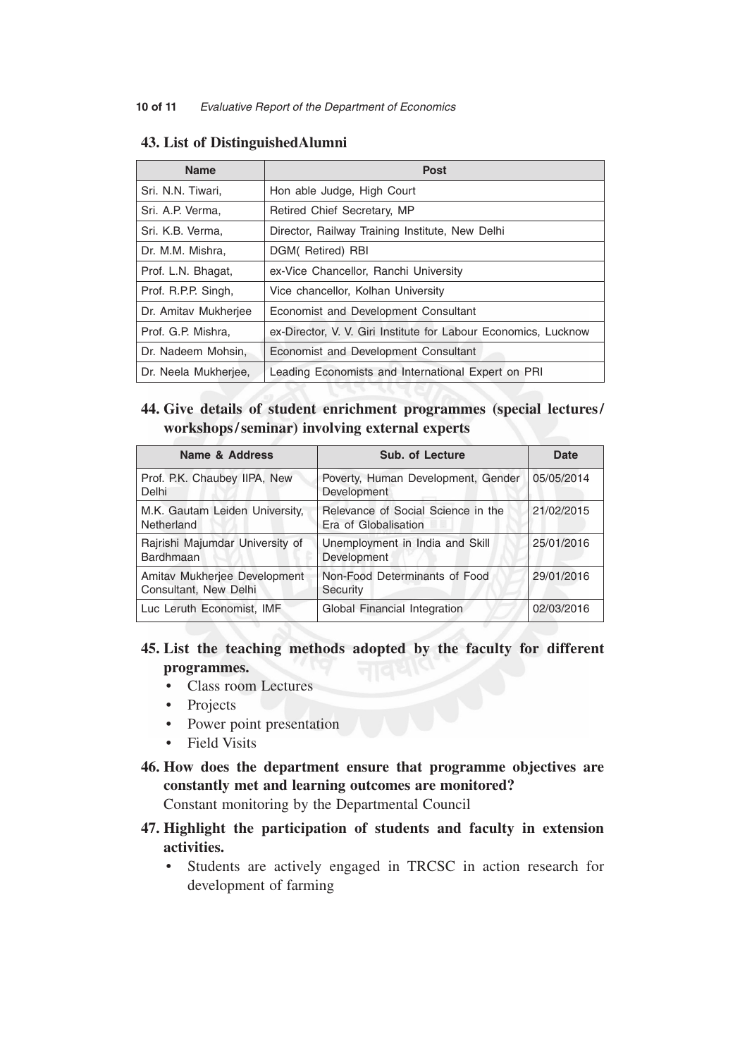## 43. List of DistinguishedAlumni

| Name | Post |
|---|---|
| Sri. N.N. Tiwari, | Hon able Judge, High Court |
| Sri. A.P. Verma, | Retired Chief Secretary, MP |
| Sri. K.B. Verma, | Director, Railway Training Institute, New Delhi |
| Dr. M.M. Mishra, | DGM( Retired) RBI |
| Prof. L.N. Bhagat, | ex-Vice Chancellor, Ranchi University |
| Prof. R.P.P. Singh, | Vice chancellor, Kolhan University |
| Dr. Amitav Mukherjee | Economist and Development Consultant |
| Prof. G.P. Mishra, | ex-Director, V. V. Giri Institute for Labour Economics, Lucknow |
| Dr. Nadeem Mohsin, | Economist and Development Consultant |
| Dr. Neela Mukherjee, | Leading Economists and International Expert on PRI |

## 44. Give details of student enrichment programmes (special lectures/ workshops/seminar) involving external experts

| Name & Address | Sub. of Lecture | Date |
|---|---|---|
| Prof. P.K. Chaubey IIPA, New Delhi | Poverty, Human Development, Gender Development | 05/05/2014 |
| M.K. Gautam Leiden University, Netherland | Relevance of Social Science in the Era of Globalisation | 21/02/2015 |
| Rajrishi Majumdar University of Bardhmaan | Unemployment in India and Skill Development | 25/01/2016 |
| Amitav Mukherjee Development Consultant, New Delhi | Non-Food Determinants of Food Security | 29/01/2016 |
| Luc Leruth Economist, IMF | Global Financial Integration | 02/03/2016 |

## 45. List the teaching methods adopted by the faculty for different programmes.

- Class room Lectures
- Projects
- Power point presentation
- Field Visits

## 46. How does the department ensure that programme objectives are constantly met and learning outcomes are monitored?

Constant monitoring by the Departmental Council

## 47. Highlight the participation of students and faculty in extension activities.

- Students are actively engaged in TRCSC in action research for development of farming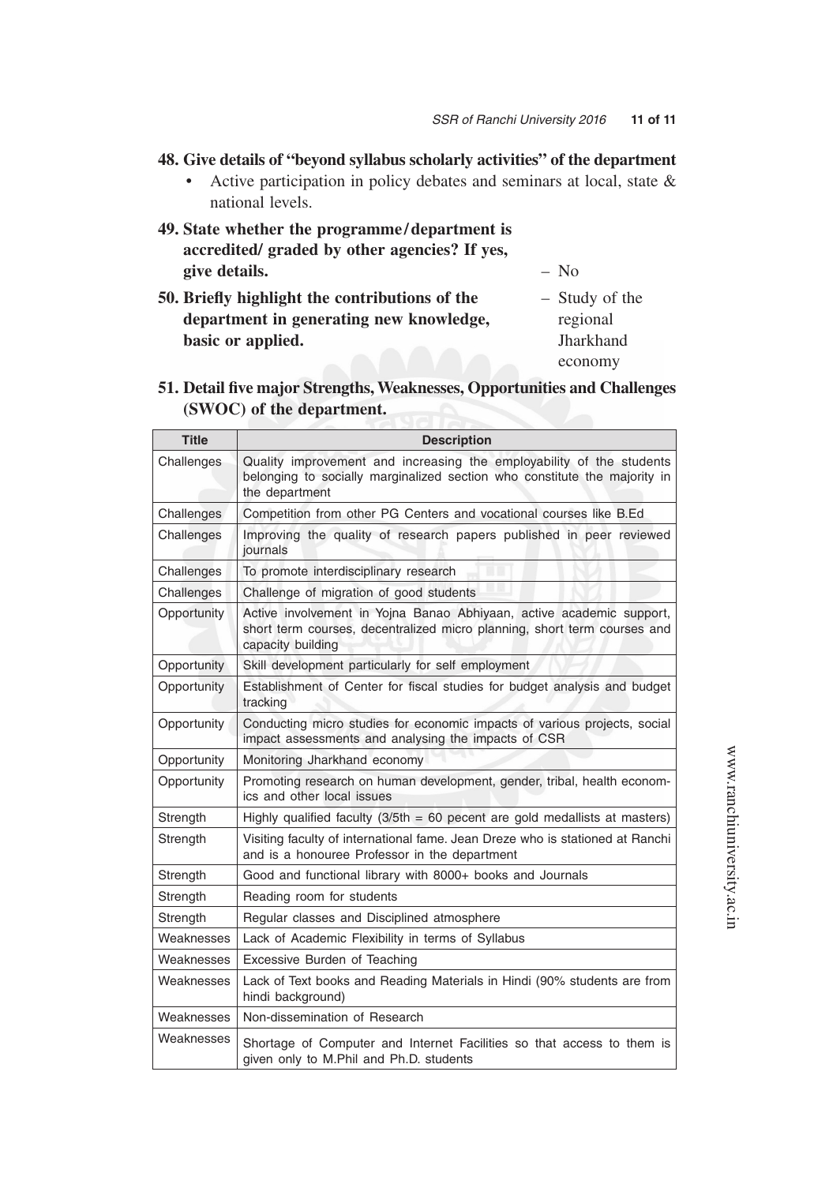**48. Give details of "beyond syllabus scholarly activities" of the department**

- Active participation in policy debates and seminars at local, state & national levels.

**49. State whether the programme/department is accredited/ graded by other agencies? If yes, give details.** – No

**50. Briefly highlight the contributions of the department in generating new knowledge, basic or applied.** – Study of the regional Jharkhand economy

**51. Detail five major Strengths, Weaknesses, Opportunities and Challenges (SWOC) of the department.**

| Title | Description |
|---|---|
| Challenges | Quality improvement and increasing the employability of the students belonging to socially marginalized section who constitute the majority in the department |
| Challenges | Competition from other PG Centers and vocational courses like B.Ed |
| Challenges | Improving the quality of research papers published in peer reviewed journals |
| Challenges | To promote interdisciplinary research |
| Challenges | Challenge of migration of good students |
| Opportunity | Active involvement in Yojna Banao Abhiyaan, active academic support, short term courses, decentralized micro planning, short term courses and capacity building |
| Opportunity | Skill development particularly for self employment |
| Opportunity | Establishment of Center for fiscal studies for budget analysis and budget tracking |
| Opportunity | Conducting micro studies for economic impacts of various projects, social impact assessments and analysing the impacts of CSR |
| Opportunity | Monitoring Jharkhand economy |
| Opportunity | Promoting research on human development, gender, tribal, health economics and other local issues |
| Strength | Highly qualified faculty (3/5th = 60 pecent are gold medallists at masters) |
| Strength | Visiting faculty of international fame. Jean Dreze who is stationed at Ranchi and is a honouree Professor in the department |
| Strength | Good and functional library with 8000+ books and Journals |
| Strength | Reading room for students |
| Strength | Regular classes and Disciplined atmosphere |
| Weaknesses | Lack of Academic Flexibility in terms of Syllabus |
| Weaknesses | Excessive Burden of Teaching |
| Weaknesses | Lack of Text books and Reading Materials in Hindi (90% students are from hindi background) |
| Weaknesses | Non-dissemination of Research |
| Weaknesses | Shortage of Computer and Internet Facilities so that access to them is given only to M.Phil and Ph.D. students |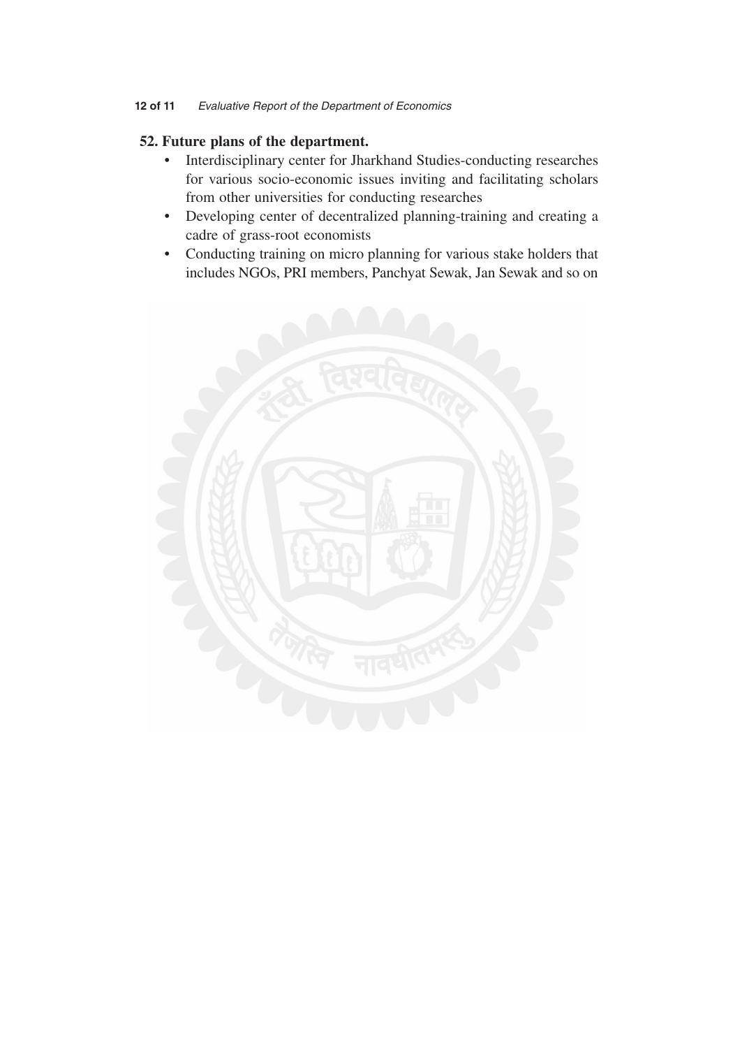## 52. Future plans of the department.

- Interdisciplinary center for Jharkhand Studies-conducting researches for various socio-economic issues inviting and facilitating scholars from other universities for conducting researches
- Developing center of decentralized planning-training and creating a cadre of grass-root economists
- Conducting training on micro planning for various stake holders that includes NGOs, PRI members, Panchyat Sewak, Jan Sewak and so on